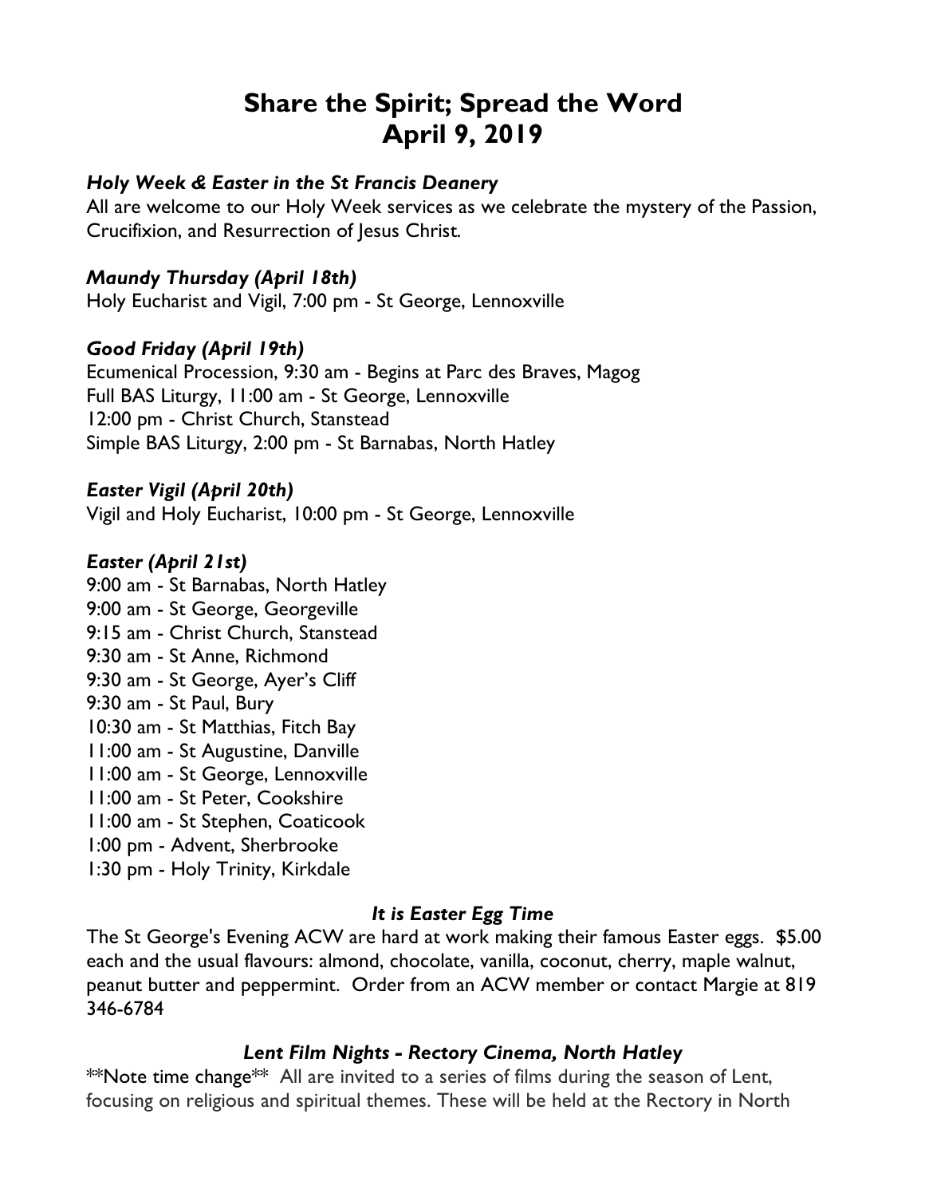# Share the Spirit; Spread the Word
# April 9, 2019

### *Holy Week & Easter in the St Francis Deanery*

All are welcome to our Holy Week services as we celebrate the mystery of the Passion, Crucifixion, and Resurrection of Jesus Christ.

### *Maundy Thursday (April 18th)*

Holy Eucharist and Vigil, 7:00 pm - St George, Lennoxville

### *Good Friday (April 19th)*

Ecumenical Procession, 9:30 am - Begins at Parc des Braves, Magog
Full BAS Liturgy, 11:00 am - St George, Lennoxville
12:00 pm - Christ Church, Stanstead
Simple BAS Liturgy, 2:00 pm - St Barnabas, North Hatley

### *Easter Vigil (April 20th)*

Vigil and Holy Eucharist, 10:00 pm - St George, Lennoxville

### *Easter (April 21st)*

9:00 am - St Barnabas, North Hatley
9:00 am - St George, Georgeville
9:15 am - Christ Church, Stanstead
9:30 am - St Anne, Richmond
9:30 am - St George, Ayer's Cliff
9:30 am - St Paul, Bury
10:30 am - St Matthias, Fitch Bay
11:00 am - St Augustine, Danville
11:00 am - St George, Lennoxville
11:00 am - St Peter, Cookshire
11:00 am - St Stephen, Coaticook
1:00 pm - Advent, Sherbrooke
1:30 pm - Holy Trinity, Kirkdale

### *It is Easter Egg Time*

The St George's Evening ACW are hard at work making their famous Easter eggs. $5.00 each and the usual flavours: almond, chocolate, vanilla, coconut, cherry, maple walnut, peanut butter and peppermint. Order from an ACW member or contact Margie at 819 346-6784

### *Lent Film Nights - Rectory Cinema, North Hatley*

**Note time change** All are invited to a series of films during the season of Lent, focusing on religious and spiritual themes. These will be held at the Rectory in North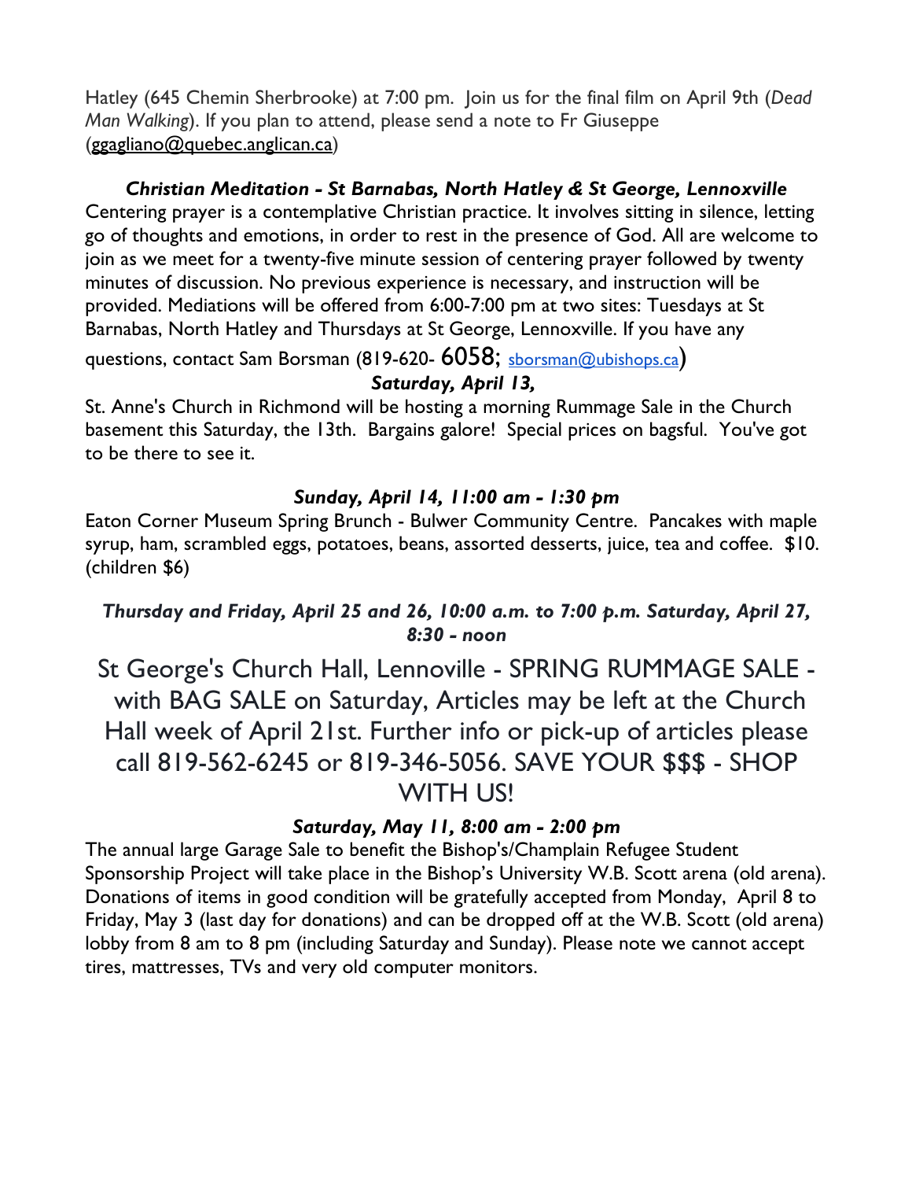Hatley (645 Chemin Sherbrooke) at 7:00 pm. Join us for the final film on April 9th (*Dead Man Walking*). If you plan to attend, please send a note to Fr Giuseppe (ggagliano@quebec.anglican.ca)

***Christian Meditation - St Barnabas, North Hatley & St George, Lennoxville***

Centering prayer is a contemplative Christian practice. It involves sitting in silence, letting go of thoughts and emotions, in order to rest in the presence of God. All are welcome to join as we meet for a twenty-five minute session of centering prayer followed by twenty minutes of discussion. No previous experience is necessary, and instruction will be provided. Mediations will be offered from 6:00-7:00 pm at two sites: Tuesdays at St Barnabas, North Hatley and Thursdays at St George, Lennoxville. If you have any questions, contact Sam Borsman (819-620- 6058; sborsman@ubishops.ca)

***Saturday, April 13,***

St. Anne's Church in Richmond will be hosting a morning Rummage Sale in the Church basement this Saturday, the 13th. Bargains galore! Special prices on bagsful. You've got to be there to see it.

***Sunday, April 14, 11:00 am - 1:30 pm***

Eaton Corner Museum Spring Brunch - Bulwer Community Centre. Pancakes with maple syrup, ham, scrambled eggs, potatoes, beans, assorted desserts, juice, tea and coffee. $10. (children $6)

***Thursday and Friday, April 25 and 26, 10:00 a.m. to 7:00 p.m. Saturday, April 27, 8:30 - noon***

St George's Church Hall, Lennoville - SPRING RUMMAGE SALE - with BAG SALE on Saturday, Articles may be left at the Church Hall week of April 21st. Further info or pick-up of articles please call 819-562-6245 or 819-346-5056. SAVE YOUR $$$ - SHOP WITH US!

***Saturday, May 11, 8:00 am - 2:00 pm***

The annual large Garage Sale to benefit the Bishop's/Champlain Refugee Student Sponsorship Project will take place in the Bishop's University W.B. Scott arena (old arena). Donations of items in good condition will be gratefully accepted from Monday, April 8 to Friday, May 3 (last day for donations) and can be dropped off at the W.B. Scott (old arena) lobby from 8 am to 8 pm (including Saturday and Sunday). Please note we cannot accept tires, mattresses, TVs and very old computer monitors.